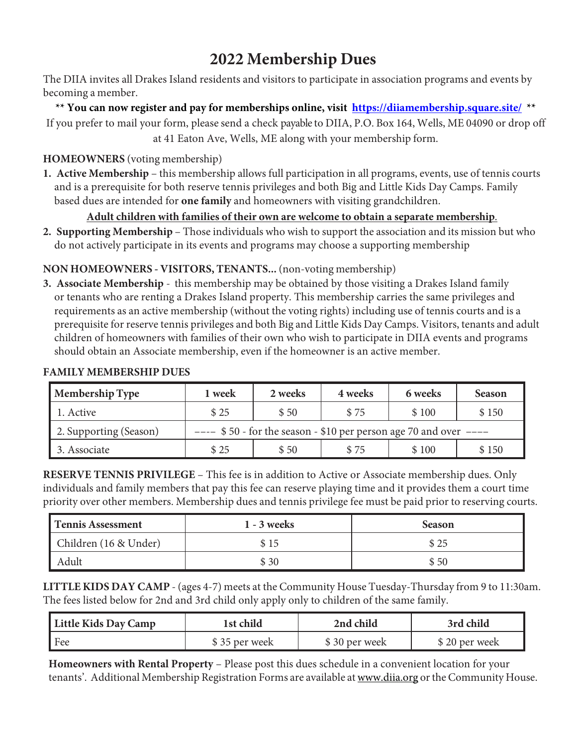# 2022 Membership Dues

The DIIA invites all Drakes Island residents and visitors to participate in association programs and events by becoming a member.

**\*\* You can now register and pay for memberships online, visit [https://diiamembership.square.site/](https://diiamembership.square.site/) \*\***

If you prefer to mail your form, please send a check payable to DIIA, P.O. Box 164, Wells, ME 04090 or drop off at 41 Eaton Ave, Wells, ME along with your membership form.

**HOMEOWNERS** (voting membership)

1. **Active Membership** – this membership allows full participation in all programs, events, use of tennis courts and is a prerequisite for both reserve tennis privileges and both Big and Little Kids Day Camps. Family based dues are intended for **one family** and homeowners with visiting grandchildren.

   **<u>Adult children with families of their own are welcome to obtain a separate membership</u>.**

2. **Supporting Membership** – Those individuals who wish to support the association and its mission but who do not actively participate in its events and programs may choose a supporting membership

**NON HOMEOWNERS - VISITORS, TENANTS...** (non-voting membership)

3. **Associate Membership** - this membership may be obtained by those visiting a Drakes Island family or tenants who are renting a Drakes Island property. This membership carries the same privileges and requirements as an active membership (without the voting rights) including use of tennis courts and is a prerequisite for reserve tennis privileges and both Big and Little Kids Day Camps. Visitors, tenants and adult children of homeowners with families of their own who wish to participate in DIIA events and programs should obtain an Associate membership, even if the homeowner is an active member.

**FAMILY MEMBERSHIP DUES**

| Membership Type | 1 week | 2 weeks | 4 weeks | 6 weeks | Season |
|---|---|---|---|---|---|
| 1. Active | $ 25 | $ 50 | $ 75 | $ 100 | $ 150 |
| 2. Supporting (Season) | ---- $ 50 - for the season - $10 per person age 70 and over ---- | | | | |
| 3. Associate | $ 25 | $ 50 | $ 75 | $ 100 | $ 150 |

**RESERVE TENNIS PRIVILEGE** – This fee is in addition to Active or Associate membership dues. Only individuals and family members that pay this fee can reserve playing time and it provides them a court time priority over other members. Membership dues and tennis privilege fee must be paid prior to reserving courts.

| Tennis Assessment | 1 - 3 weeks | Season |
|---|---|---|
| Children (16 & Under) | $ 15 | $ 25 |
| Adult | $ 30 | $ 50 |

**LITTLE KIDS DAY CAMP** - (ages 4-7) meets at the Community House Tuesday-Thursday from 9 to 11:30am. The fees listed below for 2nd and 3rd child only apply only to children of the same family.

| Little Kids Day Camp | 1st child | 2nd child | 3rd child |
|---|---|---|---|
| Fee | $ 35 per week | $ 30 per week | $ 20 per week |

**Homeowners with Rental Property** – Please post this dues schedule in a convenient location for your tenants'. Additional Membership Registration Forms are available at www.diia.org or the Community House.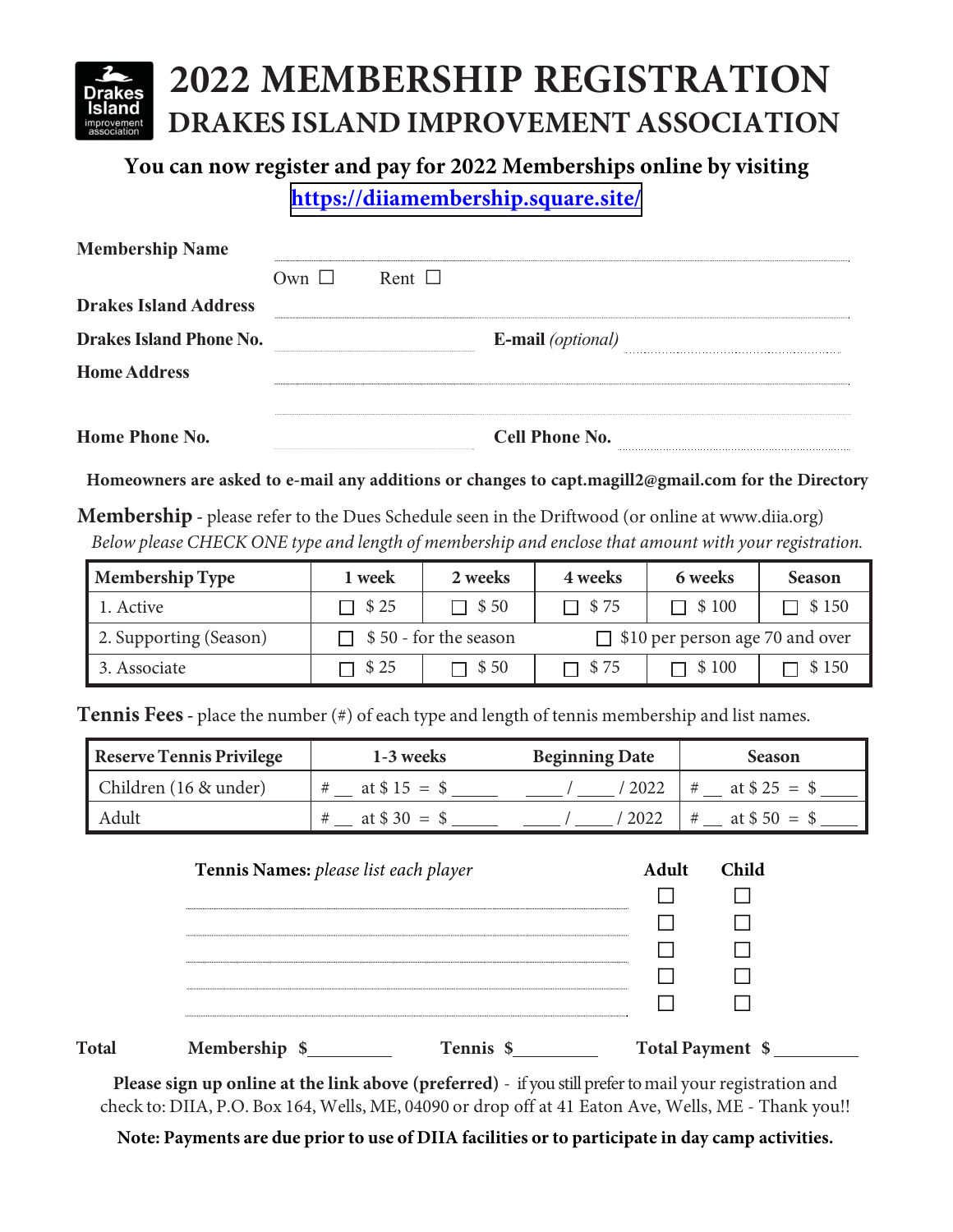# 2022 MEMBERSHIP REGISTRATION

## DRAKES ISLAND IMPROVEMENT ASSOCIATION

**You can now register and pay for 2022 Memberships online by visiting**
**https://diiamembership.square.site/**

**Membership Name** ____________________

Own ☐ Rent ☐

**Drakes Island Address** ____________________

**Drakes Island Phone No.** ____________ **E-mail** *(optional)* ____________

**Home Address** ____________________

____________________

**Home Phone No.** ____________ **Cell Phone No.** ____________

**Homeowners are asked to e-mail any additions or changes to capt.magill2@gmail.com for the Directory**

**Membership** - please refer to the Dues Schedule seen in the Driftwood (or online at www.diia.org)

*Below please CHECK ONE type and length of membership and enclose that amount with your registration.*

| Membership Type | 1 week | 2 weeks | 4 weeks | 6 weeks | Season |
|---|---|---|---|---|---|
| 1. Active | ☐ $ 25 | ☐ $ 50 | ☐ $ 75 | ☐ $ 100 | ☐ $ 150 |
| 2. Supporting (Season) | ☐ $ 50 - for the season | | ☐ $10 per person age 70 and over | | |
| 3. Associate | ☐ $ 25 | ☐ $ 50 | ☐ $ 75 | ☐ $ 100 | ☐ $ 150 |

**Tennis Fees** - place the number (#) of each type and length of tennis membership and list names.

| Reserve Tennis Privilege | 1-3 weeks | Beginning Date | Season |
|---|---|---|---|
| Children (16 & under) | # __ at $ 15 = $ _____ | ____ / ____ / 2022 | # __ at $ 25 = $ ____ |
| Adult | # __ at $ 30 = $ _____ | ____ / ____ / 2022 | # __ at $ 50 = $ ____ |

| **Tennis Names:** *please list each player* | Adult | Child |
|---|---|---|
| ____________________ | ☐ | ☐ |
| ____________________ | ☐ | ☐ |
| ____________________ | ☐ | ☐ |
| ____________________ | ☐ | ☐ |
| ____________________ | ☐ | ☐ |

**Total** **Membership $**_________ **Tennis $**_________ **Total Payment $**_________

**Please sign up online at the link above (preferred)** - if you still prefer to mail your registration and check to: DIIA, P.O. Box 164, Wells, ME, 04090 or drop off at 41 Eaton Ave, Wells, ME - Thank you!!

**Note: Payments are due prior to use of DIIA facilities or to participate in day camp activities.**